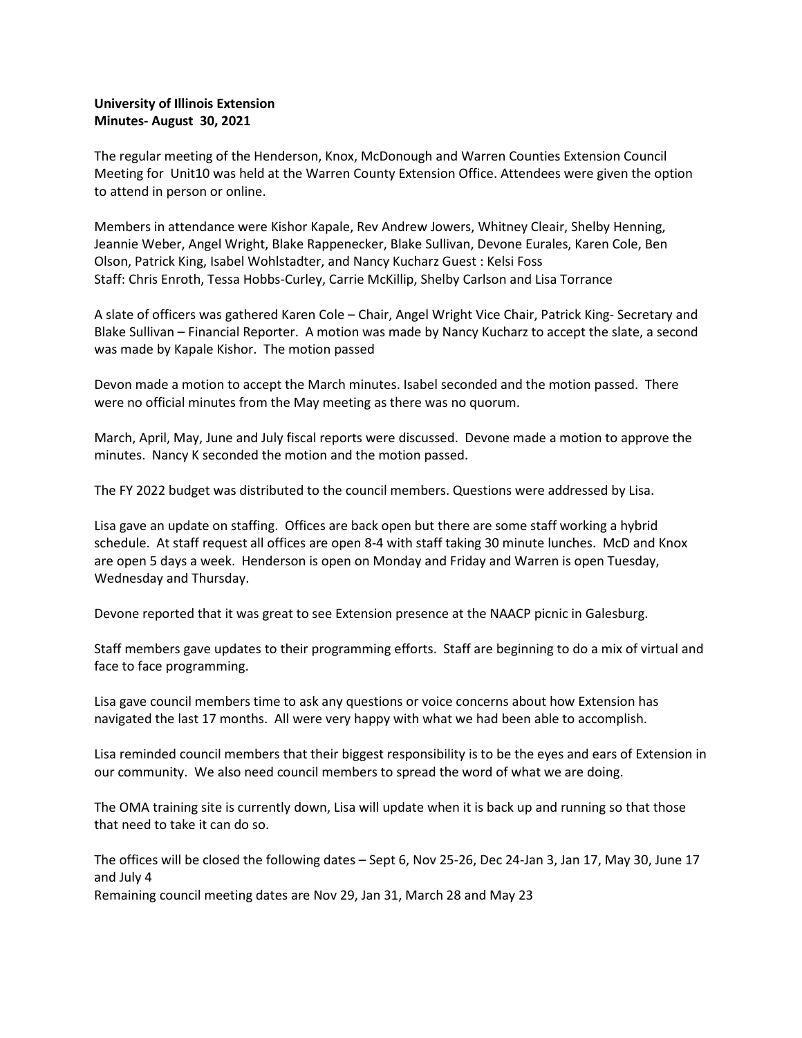**University of Illinois Extension**
**Minutes- August 30, 2021**

The regular meeting of the Henderson, Knox, McDonough and Warren Counties Extension Council Meeting for Unit10 was held at the Warren County Extension Office. Attendees were given the option to attend in person or online.

Members in attendance were Kishor Kapale, Rev Andrew Jowers, Whitney Cleair, Shelby Henning, Jeannie Weber, Angel Wright, Blake Rappenecker, Blake Sullivan, Devone Eurales, Karen Cole, Ben Olson, Patrick King, Isabel Wohlstadter, and Nancy Kucharz Guest : Kelsi Foss
Staff: Chris Enroth, Tessa Hobbs-Curley, Carrie McKillip, Shelby Carlson and Lisa Torrance

A slate of officers was gathered Karen Cole – Chair, Angel Wright Vice Chair, Patrick King- Secretary and Blake Sullivan – Financial Reporter. A motion was made by Nancy Kucharz to accept the slate, a second was made by Kapale Kishor. The motion passed

Devon made a motion to accept the March minutes. Isabel seconded and the motion passed. There were no official minutes from the May meeting as there was no quorum.

March, April, May, June and July fiscal reports were discussed. Devone made a motion to approve the minutes. Nancy K seconded the motion and the motion passed.

The FY 2022 budget was distributed to the council members. Questions were addressed by Lisa.

Lisa gave an update on staffing. Offices are back open but there are some staff working a hybrid schedule. At staff request all offices are open 8-4 with staff taking 30 minute lunches. McD and Knox are open 5 days a week. Henderson is open on Monday and Friday and Warren is open Tuesday, Wednesday and Thursday.

Devone reported that it was great to see Extension presence at the NAACP picnic in Galesburg.

Staff members gave updates to their programming efforts. Staff are beginning to do a mix of virtual and face to face programming.

Lisa gave council members time to ask any questions or voice concerns about how Extension has navigated the last 17 months. All were very happy with what we had been able to accomplish.

Lisa reminded council members that their biggest responsibility is to be the eyes and ears of Extension in our community. We also need council members to spread the word of what we are doing.

The OMA training site is currently down, Lisa will update when it is back up and running so that those that need to take it can do so.

The offices will be closed the following dates – Sept 6, Nov 25-26, Dec 24-Jan 3, Jan 17, May 30, June 17 and July 4
Remaining council meeting dates are Nov 29, Jan 31, March 28 and May 23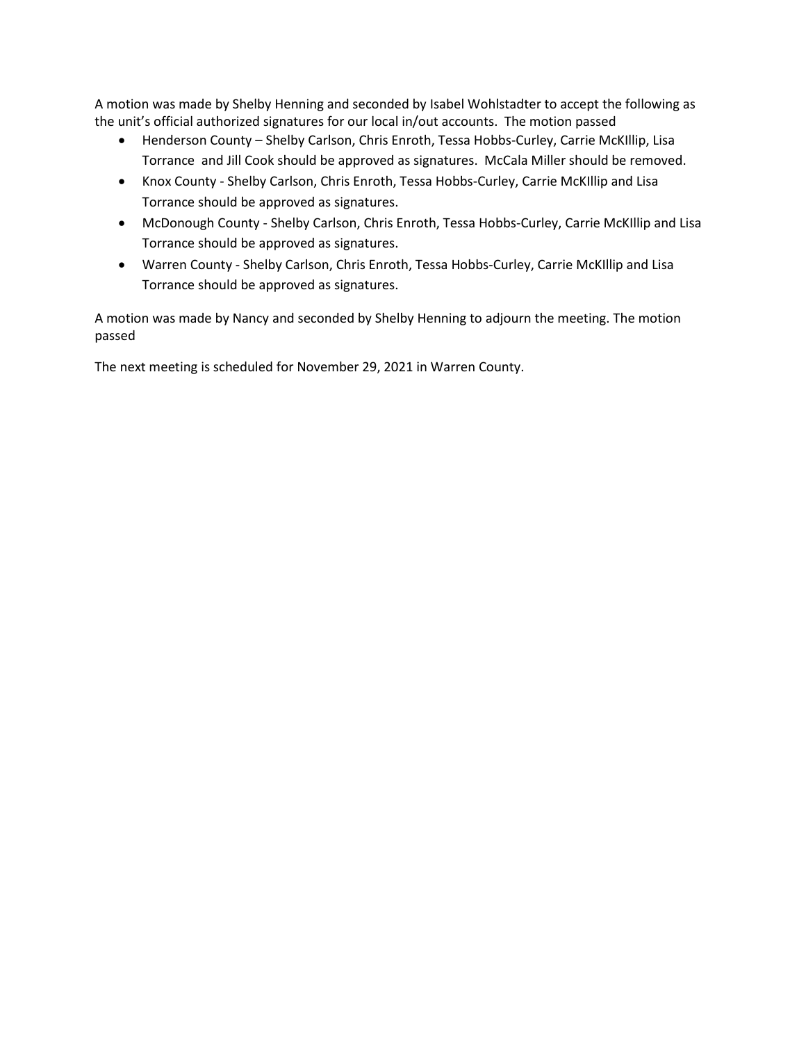A motion was made by Shelby Henning and seconded by Isabel Wohlstadter to accept the following as the unit's official authorized signatures for our local in/out accounts. The motion passed

- Henderson County – Shelby Carlson, Chris Enroth, Tessa Hobbs-Curley, Carrie McKIllip, Lisa Torrance and Jill Cook should be approved as signatures. McCala Miller should be removed.
- Knox County - Shelby Carlson, Chris Enroth, Tessa Hobbs-Curley, Carrie McKIllip and Lisa Torrance should be approved as signatures.
- McDonough County - Shelby Carlson, Chris Enroth, Tessa Hobbs-Curley, Carrie McKIllip and Lisa Torrance should be approved as signatures.
- Warren County - Shelby Carlson, Chris Enroth, Tessa Hobbs-Curley, Carrie McKIllip and Lisa Torrance should be approved as signatures.

A motion was made by Nancy and seconded by Shelby Henning to adjourn the meeting. The motion passed

The next meeting is scheduled for November 29, 2021 in Warren County.